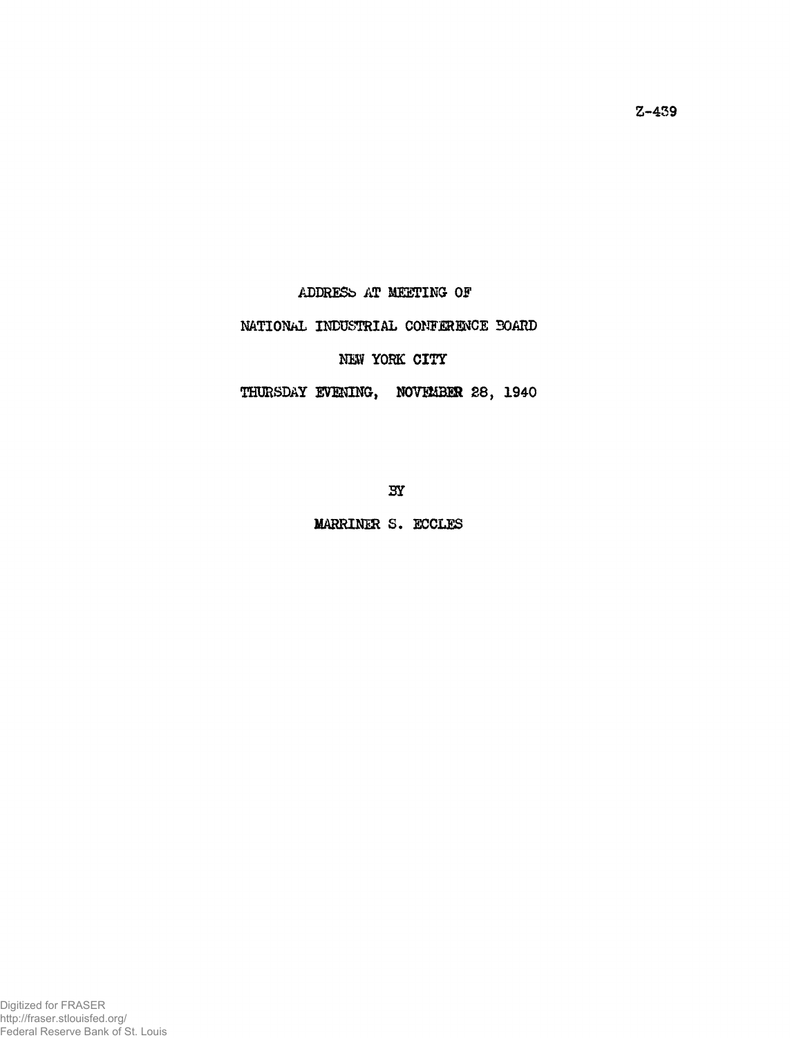Z-439

ADDRESS AT MEETING OF

NATIONAL INDUSTRIAL CONFERENCE BOARD

NEW YORK CITY

THURSDAY EVENING, NOVEMBER 28, 1940

BY

MARRINER S. ECCLES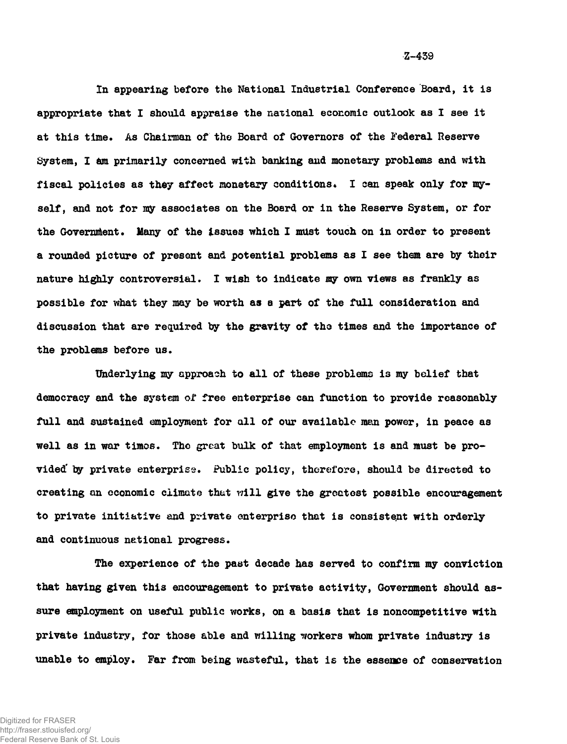In appearing before the National Industrial Conference Board, it is appropriate that I should appraise the national economic outlook as I see it at this time. As Chairman of the Board of Governors of the Federal Reserve System, I am primarily concerned with banking and monetary problems and with fiscal policies as they affect monetary conditions. I can speak only for myself, and not for my associates on the Board or in the Reserve System, or for the Government. Many of the issues which I must touch on in order to present a rounded picture of present and potential problems as I see them are by their nature highly controversial. I wish to indicate my own views as frankly as possible for what they may be worth as a part of the full consideration and discussion that are required by the gravity of the times and the importance of the problems before us.

Underlying my approach to all of these problems is my belief that democracy and the system of free enterprise can function to provide reasonably full and sustained employment for all of our available man power, in peace as well as in war times. The great bulk of that employment is and must be provided by private enterprise. Public policy, therefore, should be directed to creating an economic climate that will give the greatest possible encouragement to private initiative and private enterprise that is consistent with orderly and continuous national progress.

The experience of the past decade has served to confirm my conviction that having given this encouragement to private activity, Government should assure employment on useful public works, on a basis that is noncompetitive with private industry, for those able and willing workers whom private industry is unable to employ. Far from being wasteful, that is the essence of conservation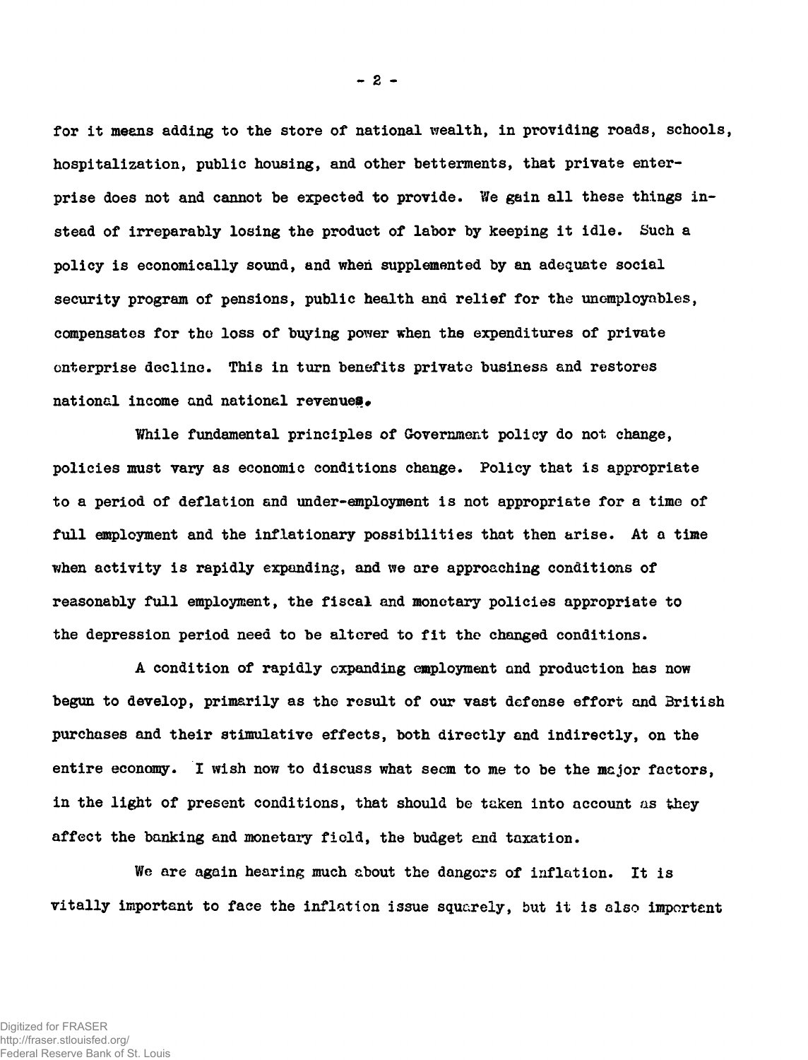for it means adding to the store of national wealth, in providing roads, schools, hospitalization, public housing, and other betterments, that private enterprise does not and cannot be expected to provide. We gain all these things instead of irreparably losing the product of labor by keeping it idle. Such a policy is economically sound, and when supplemented by an adequate social security program of pensions, public health and relief for the unemployables, compensates for the loss of buying power when the expenditures of private enterprise decline. This in turn benefits private business and restores national income and national revenues.

While fundamental principles of Government policy do not change, policies must vary as economic conditions change. Policy that is appropriate to a period of deflation and under-employment is not appropriate for a time of full employment and the inflationary possibilities that then arise. At a time when activity is rapidly expanding, and we are approaching conditions of reasonably full employment, the fiscal and monetary policies appropriate to the depression period need to be altered to fit the changed conditions.

A condition of rapidly expanding employment and production has now begun to develop, primarily as the result of our vast defense effort and British purchases and their stimulative effects, both directly and indirectly, on the entire economy. I wish now to discuss what seem to me to be the major factors, in the light of present conditions, that should be taken into account as they affect the banking and monetary field, the budget and taxation.

We are again hearing much about the dangers of inflation. It is vitally important to face the inflation issue squarely, but it is also important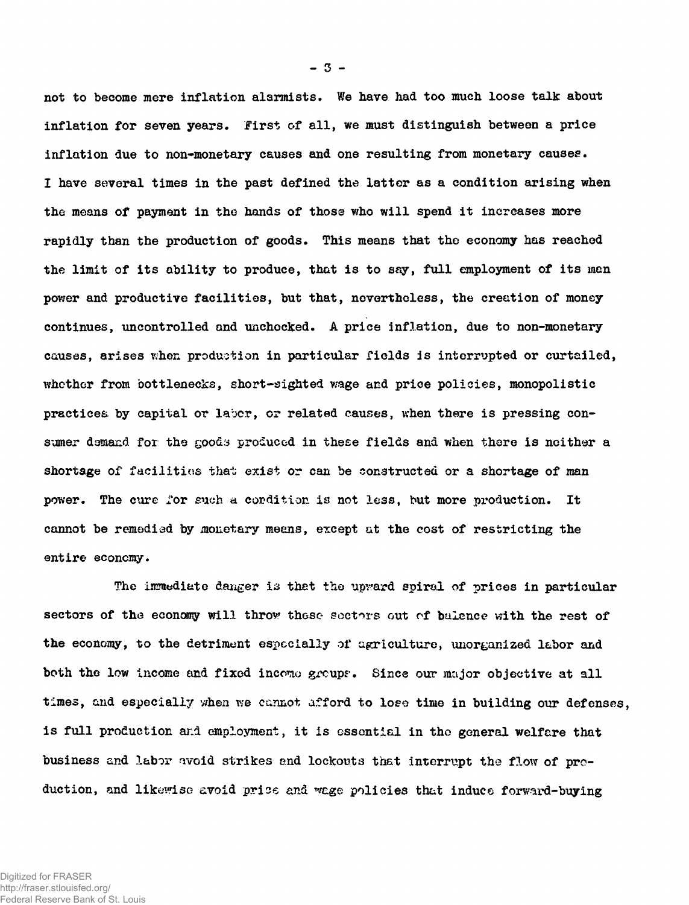not to become mere inflation alarmists. We have had too much loose talk about inflation for seven years. First of all, we must distinguish between a price inflation due to non-monetary causes and one resulting from monetary causes. I have several times in the past defined the latter as a condition arising when the means of payment in the hands of those who will spend it increases more rapidly than the production of goods. This means that the economy has reached the limit of its ability to produce, that is to say, full employment of its man power and productive facilities, but that, nevertheless, the creation of money continues, uncontrolled and unchecked. A price inflation, due to non-monetary causes, arises when production in particular fields is interrupted or curtailed, whether from bottlenecks, short-sighted wage and price policies, monopolistic practices by capital or labor, or related causes, when there is pressing consumer demand for the goods produced in these fields and when there is neither a shortage of facilities that exist or can be constructed or a shortage of man power. The cure for such a condition is not less, but more production. It cannot be remedied by monetary means, except at the cost of restricting the entire economy.

The immediate danger is that the upward spiral of prices in particular sectors of the economy will throw these sectors out of balance with the rest of the economy, to the detriment especially of agriculture, unorganized labor and both the low income and fixed income groups. Since our major objective at all times, and especially when we cannot afford to lose time in building our defenses, is full production and employment, it is essential in the general welfare that business and labor avoid strikes and lockouts that interrupt the flow of production, and likewise avoid price and wage policies that induce forward-buying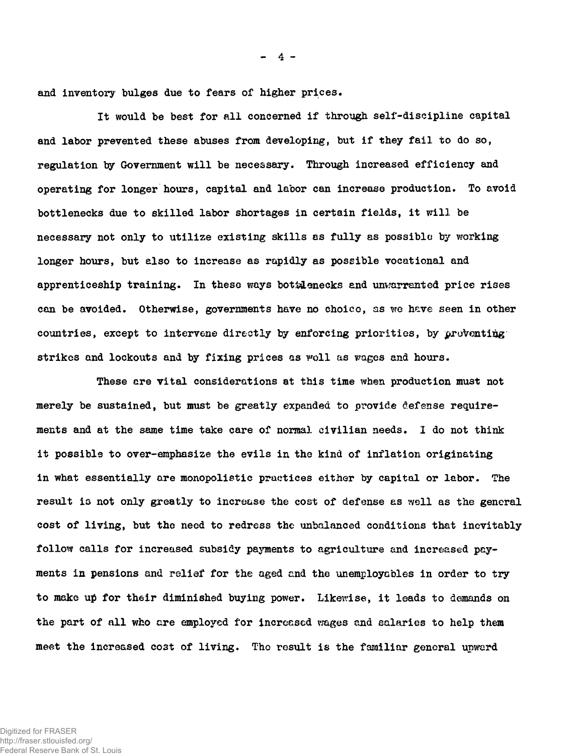and inventory bulges due to fears of higher prices.

It would be best for all concerned if through self-discipline capital and labor prevented these abuses from developing, but if they fail to do so, regulation by Government will be necessary. Through increased efficiency and operating for longer hours, capital and labor can increase production. To avoid bottlenecks due to skilled labor shortages in certain fields, it will be necessary not only to utilize existing skills as fully as possible by working longer hours, but also to increase as rapidly as possible vocational and apprenticeship training. In these ways bottlenecks and unwarranted price rises can be avoided. Otherwise, governments have no choice, as we have seen in other countries, except to intervene directly by enforcing priorities, by preventing strikes and lockouts and by fixing prices as well as wages and hours.

These are vital considerations at this time when production must not merely be sustained, but must be greatly expanded to provide defense requirements and at the same time take care of normal civilian needs. I do not think it possible to over-emphasize the evils in the kind of inflation originating in what essentially are monopolistic practices either by capital or labor. The result is not only greatly to increase the cost of defense as well as the general cost of living, but the need to redress the unbalanced conditions that inevitably follow calls for increased subsidy payments to agriculture and increased payments in pensions and relief for the aged and the unemployables in order to try to make up for their diminished buying power. Likewise, it leads to demands on the part of all who are employed for increased wages and salaries to help them meet the increased cost of living. The result is the familiar general upward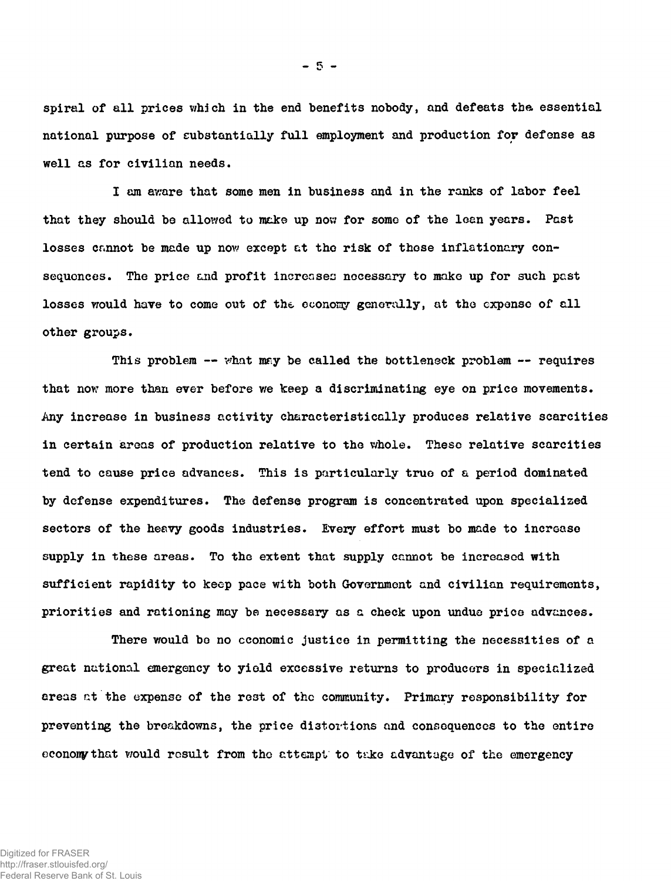spiral of all prices which in the end benefits nobody, and defeats the essential national purpose of substantially full employment and production for defense as well as for civilian needs.

I am aware that some men in business and in the ranks of labor feel that they should be allowed to make up now for some of the lean years. Past losses cannot be made up now except at the risk of those inflationary consequences. The price and profit increases necessary to make up for such past losses would have to come out of the economy generally, at the expense of all other groups.

This problem -- what may be called the bottleneck problem -- requires that now more than ever before we keep a discriminating eye on price movements. Any increase in business activity characteristically produces relative scarcities in certain areas of production relative to the whole. These relative scarcities tend to cause price advances. This is particularly true of a period dominated by defense expenditures. The defense program is concentrated upon specialized sectors of the heavy goods industries. Every effort must be made to increase supply in these areas. To the extent that supply cannot be increased with sufficient rapidity to keep pace with both Government and civilian requirements, priorities and rationing may be necessary as a check upon undue price advances.

There would be no economic justice in permitting the necessities of a great national emergency to yield excessive returns to producers in specialized areas at the expense of the rest of the community. Primary responsibility for preventing the breakdowns, the price distortions and consequences to the entire economy that would result from the attempt to take advantage of the emergency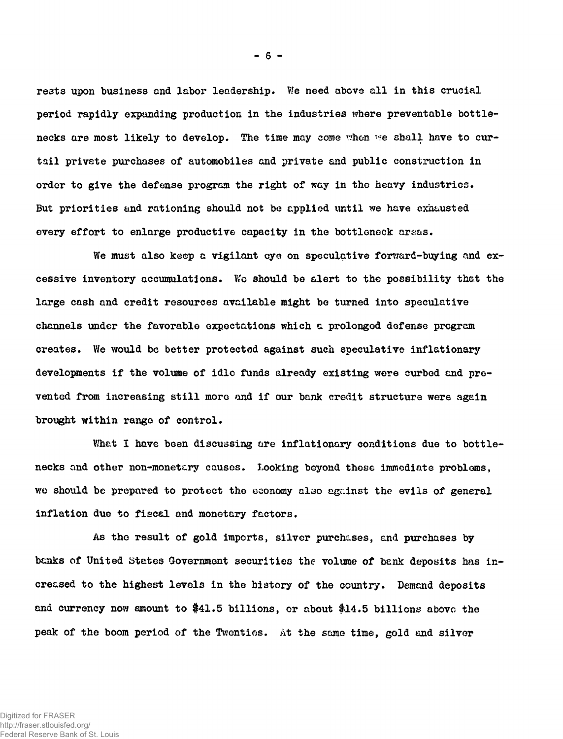rests upon business and labor leadership. We need above all in this crucial period rapidly expanding production in the industries where preventable bottlenecks are most likely to develop. The time may come when we shall have to curtail private purchases of automobiles and private and public construction in order to give the defense program the right of way in the heavy industries. But priorities and rationing should not be applied until we have exhausted every effort to enlarge productive capacity in the bottleneck areas.

We must also keep a vigilant eye on speculative forward-buying and excessive inventory accumulations. We should be alert to the possibility that the large cash and credit resources available might be turned into speculative channels under the favorable expectations which a prolonged defense program creates. We would be better protected against such speculative inflationary developments if the volume of idle funds already existing were curbed and prevented from increasing still more and if our bank credit structure were again brought within range of control.

What I have been discussing are inflationary conditions due to bottlenecks and other non-monetary causes. Looking beyond these immediate problems, we should be prepared to protect the economy also against the evils of general inflation due to fiscal and monetary factors.

As the result of gold imports, silver purchases, and purchases by banks of United States Government securities the volume of bank deposits has increased to the highest levels in the history of the country. Demand deposits and currency now amount to $41.5 billions, or about $14.5 billions above the peak of the boom period of the Twenties. At the same time, gold and silver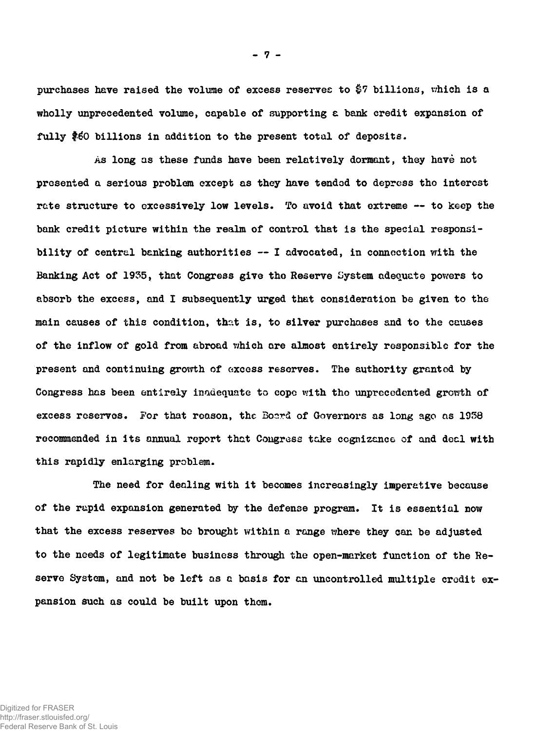purchases have raised the volume of excess reserves to $7 billions, which is a wholly unprecedented volume, capable of supporting a bank credit expansion of fully $60 billions in addition to the present total of deposits.

As long as these funds have been relatively dormant, they have not presented a serious problem except as they have tended to depress the interest rate structure to excessively low levels. To avoid that extreme -- to keep the bank credit picture within the realm of control that is the special responsibility of central banking authorities -- I advocated, in connection with the Banking Act of 1935, that Congress give the Reserve System adequate powers to absorb the excess, and I subsequently urged that consideration be given to the main causes of this condition, that is, to silver purchases and to the causes of the inflow of gold from abroad which are almost entirely responsible for the present and continuing growth of excess reserves. The authority granted by Congress has been entirely inadequate to cope with the unprecedented growth of excess reserves. For that reason, the Board of Governors as long ago as 1938 recommended in its annual report that Congress take cognizance of and deal with this rapidly enlarging problem.

The need for dealing with it becomes increasingly imperative because of the rapid expansion generated by the defense program. It is essential now that the excess reserves be brought within a range where they can be adjusted to the needs of legitimate business through the open-market function of the Reserve System, and not be left as a basis for an uncontrolled multiple credit expansion such as could be built upon them.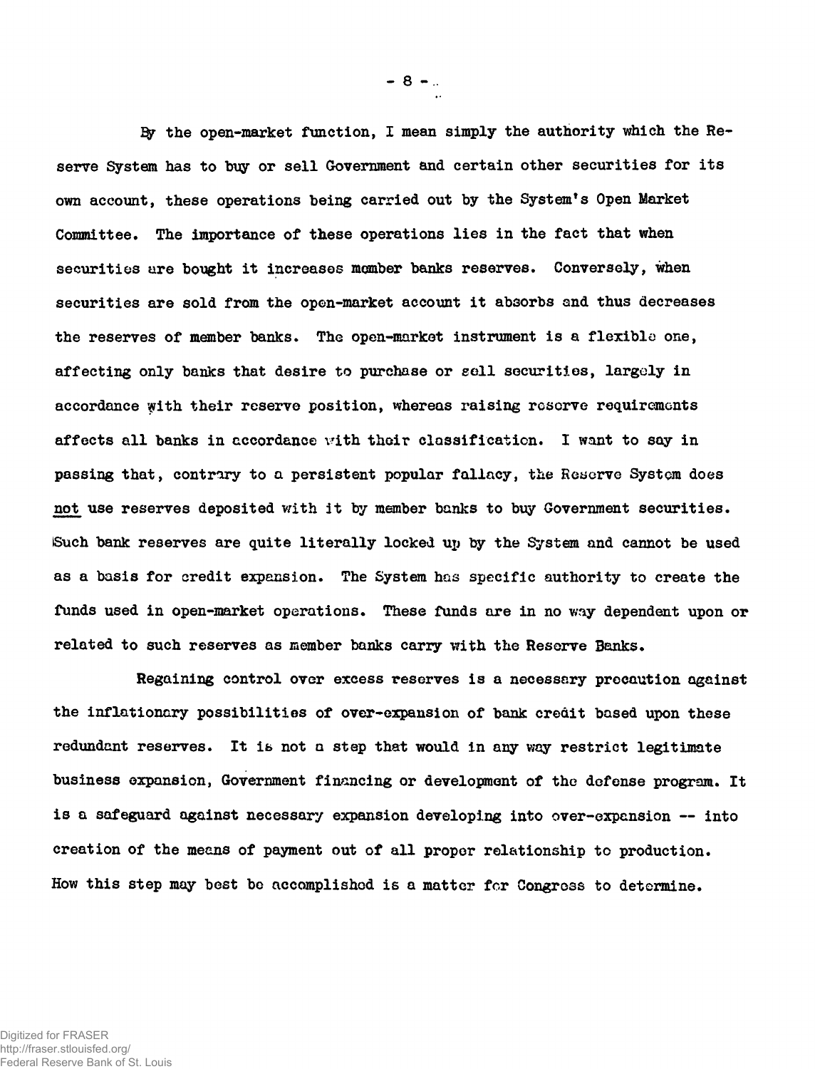By the open-market function, I mean simply the authority which the Reserve System has to buy or sell Government and certain other securities for its own account, these operations being carried out by the System's Open Market Committee. The importance of these operations lies in the fact that when securities are bought it increases member banks reserves. Conversely, when securities are sold from the open-market account it absorbs and thus decreases the reserves of member banks. The open-market instrument is a flexible one, affecting only banks that desire to purchase or sell securities, largely in accordance with their reserve position, whereas raising reserve requirements affects all banks in accordance with their classification. I want to say in passing that, contrary to a persistent popular fallacy, the Reserve System does <u>not</u> use reserves deposited with it by member banks to buy Government securities. Such bank reserves are quite literally locked up by the System and cannot be used as a basis for credit expansion. The System has specific authority to create the funds used in open-market operations. These funds are in no way dependent upon or related to such reserves as member banks carry with the Reserve Banks.

Regaining control over excess reserves is a necessary precaution against the inflationary possibilities of over-expansion of bank credit based upon these redundant reserves. It is not a step that would in any way restrict legitimate business expansion, Government financing or development of the defense program. It is a safeguard against necessary expansion developing into over-expansion -- into creation of the means of payment out of all proper relationship to production. How this step may best be accomplished is a matter for Congress to determine.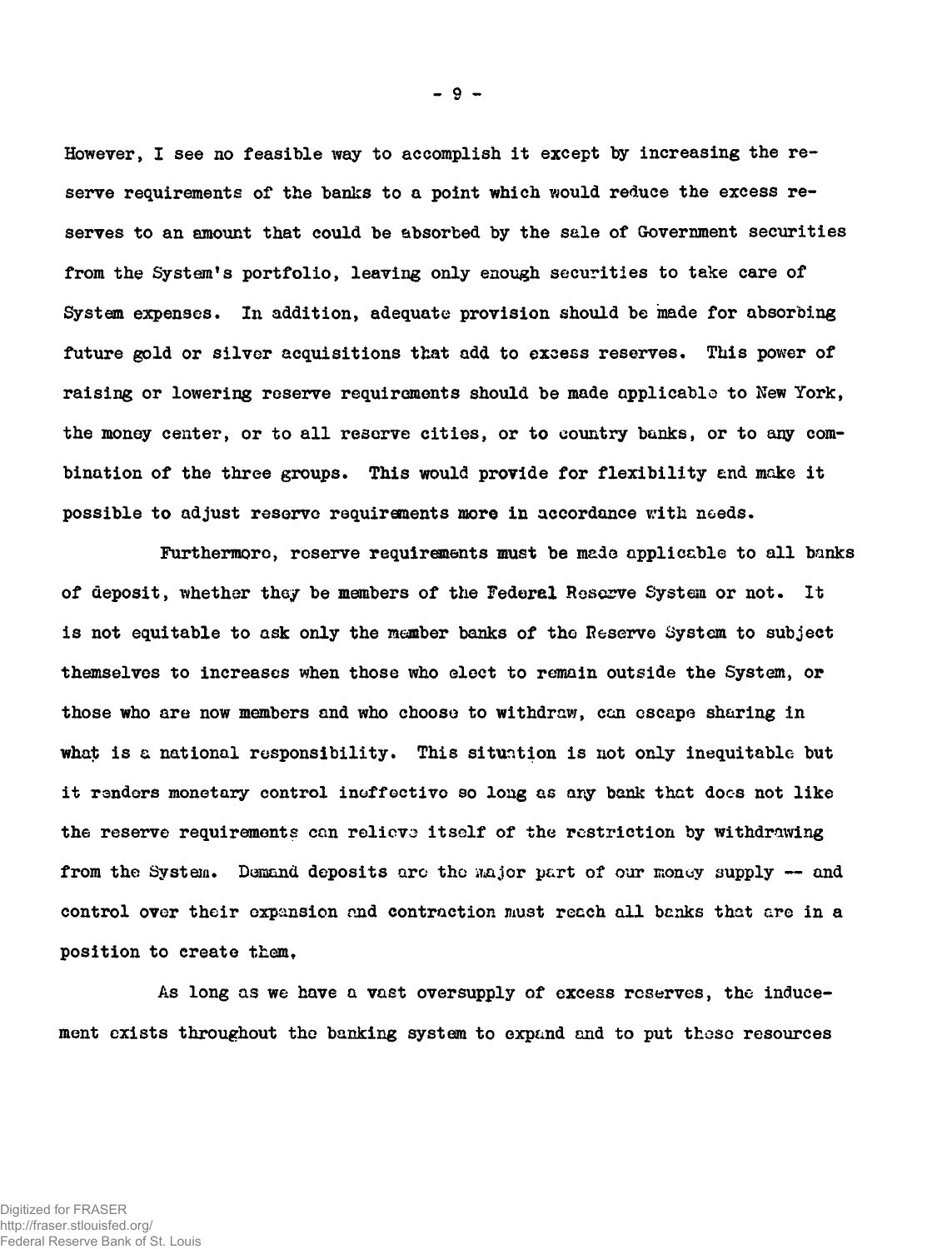However, I see no feasible way to accomplish it except by increasing the reserve requirements of the banks to a point which would reduce the excess reserves to an amount that could be absorbed by the sale of Government securities from the System's portfolio, leaving only enough securities to take care of System expenses. In addition, adequate provision should be made for absorbing future gold or silver acquisitions that add to excess reserves. This power of raising or lowering reserve requirements should be made applicable to New York, the money center, or to all reserve cities, or to country banks, or to any combination of the three groups. This would provide for flexibility and make it possible to adjust reserve requirements more in accordance with needs.

Furthermore, reserve requirements must be made applicable to all banks of deposit, whether they be members of the Federal Reserve System or not. It is not equitable to ask only the member banks of the Reserve System to subject themselves to increases when those who elect to remain outside the System, or those who are now members and who choose to withdraw, can escape sharing in what is a national responsibility. This situation is not only inequitable but it renders monetary control ineffective so long as any bank that does not like the reserve requirements can relieve itself of the restriction by withdrawing from the System. Demand deposits are the major part of our money supply -- and control over their expansion and contraction must reach all banks that are in a position to create them.

As long as we have a vast oversupply of excess reserves, the inducement exists throughout the banking system to expand and to put these resources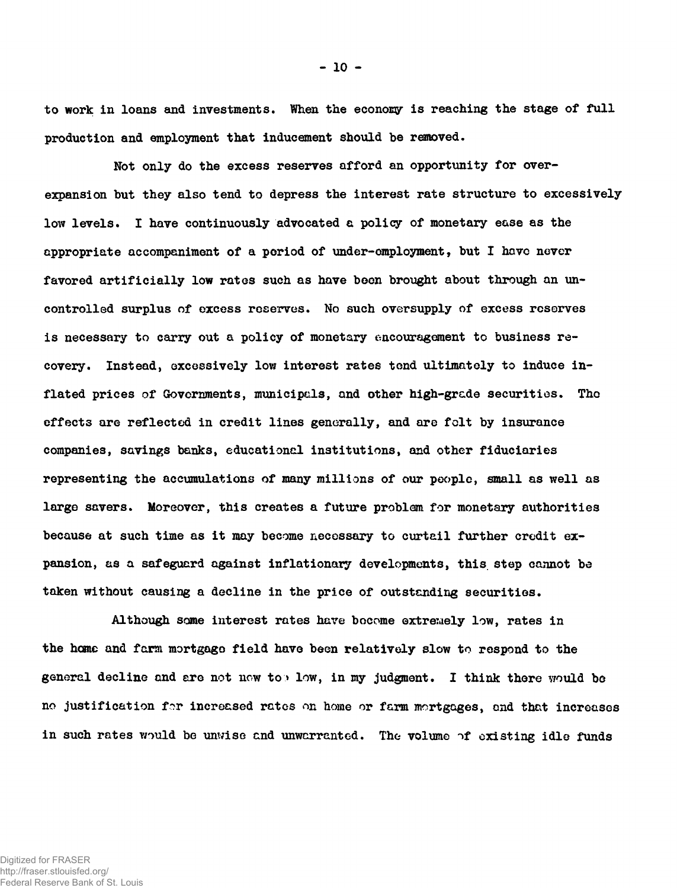to work in loans and investments. When the economy is reaching the stage of full production and employment that inducement should be removed.

Not only do the excess reserves afford an opportunity for over-expansion but they also tend to depress the interest rate structure to excessively low levels. I have continuously advocated a policy of monetary ease as the appropriate accompaniment of a period of under-employment, but I have never favored artificially low rates such as have been brought about through an uncontrolled surplus of excess reserves. No such oversupply of excess reserves is necessary to carry out a policy of monetary encouragement to business recovery. Instead, excessively low interest rates tend ultimately to induce inflated prices of Governments, municipals, and other high-grade securities. The effects are reflected in credit lines generally, and are felt by insurance companies, savings banks, educational institutions, and other fiduciaries representing the accumulations of many millions of our people, small as well as large savers. Moreover, this creates a future problem for monetary authorities because at such time as it may become necessary to curtail further credit expansion, as a safeguard against inflationary developments, this step cannot be taken without causing a decline in the price of outstanding securities.

Although some interest rates have become extremely low, rates in the home and farm mortgage field have been relatively slow to respond to the general decline and are not now too low, in my judgment. I think there would be no justification for increased rates on home or farm mortgages, and that increases in such rates would be unwise and unwarranted. The volume of existing idle funds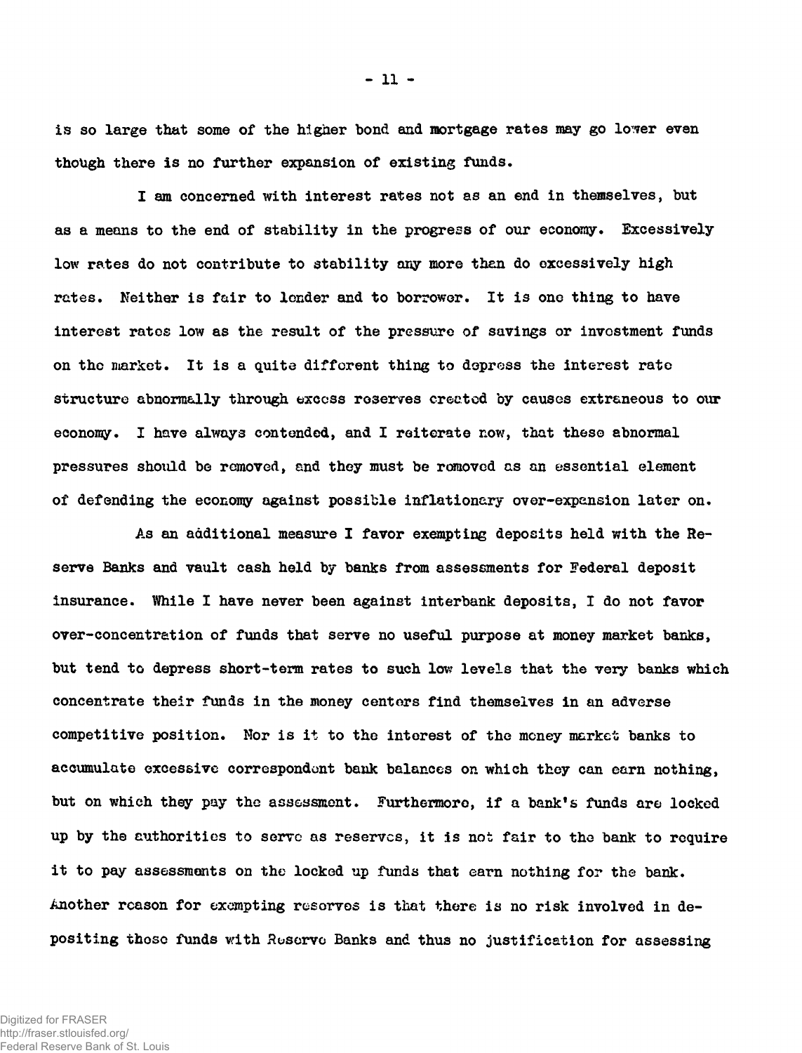is so large that some of the higher bond and mortgage rates may go lower even though there is no further expansion of existing funds.

I am concerned with interest rates not as an end in themselves, but as a means to the end of stability in the progress of our economy. Excessively low rates do not contribute to stability any more than do excessively high rates. Neither is fair to lender and to borrower. It is one thing to have interest rates low as the result of the pressure of savings or investment funds on the market. It is a quite different thing to depress the interest rate structure abnormally through excess reserves created by causes extraneous to our economy. I have always contended, and I reiterate now, that these abnormal pressures should be removed, and they must be removed as an essential element of defending the economy against possible inflationary over-expansion later on.

As an additional measure I favor exempting deposits held with the Reserve Banks and vault cash held by banks from assessments for Federal deposit insurance. While I have never been against interbank deposits, I do not favor over-concentration of funds that serve no useful purpose at money market banks, but tend to depress short-term rates to such low levels that the very banks which concentrate their funds in the money centers find themselves in an adverse competitive position. Nor is it to the interest of the money market banks to accumulate excessive correspondent bank balances on which they can earn nothing, but on which they pay the assessment. Furthermore, if a bank's funds are locked up by the authorities to serve as reserves, it is not fair to the bank to require it to pay assessments on the locked up funds that earn nothing for the bank. Another reason for exempting reserves is that there is no risk involved in depositing those funds with Reserve Banks and thus no justification for assessing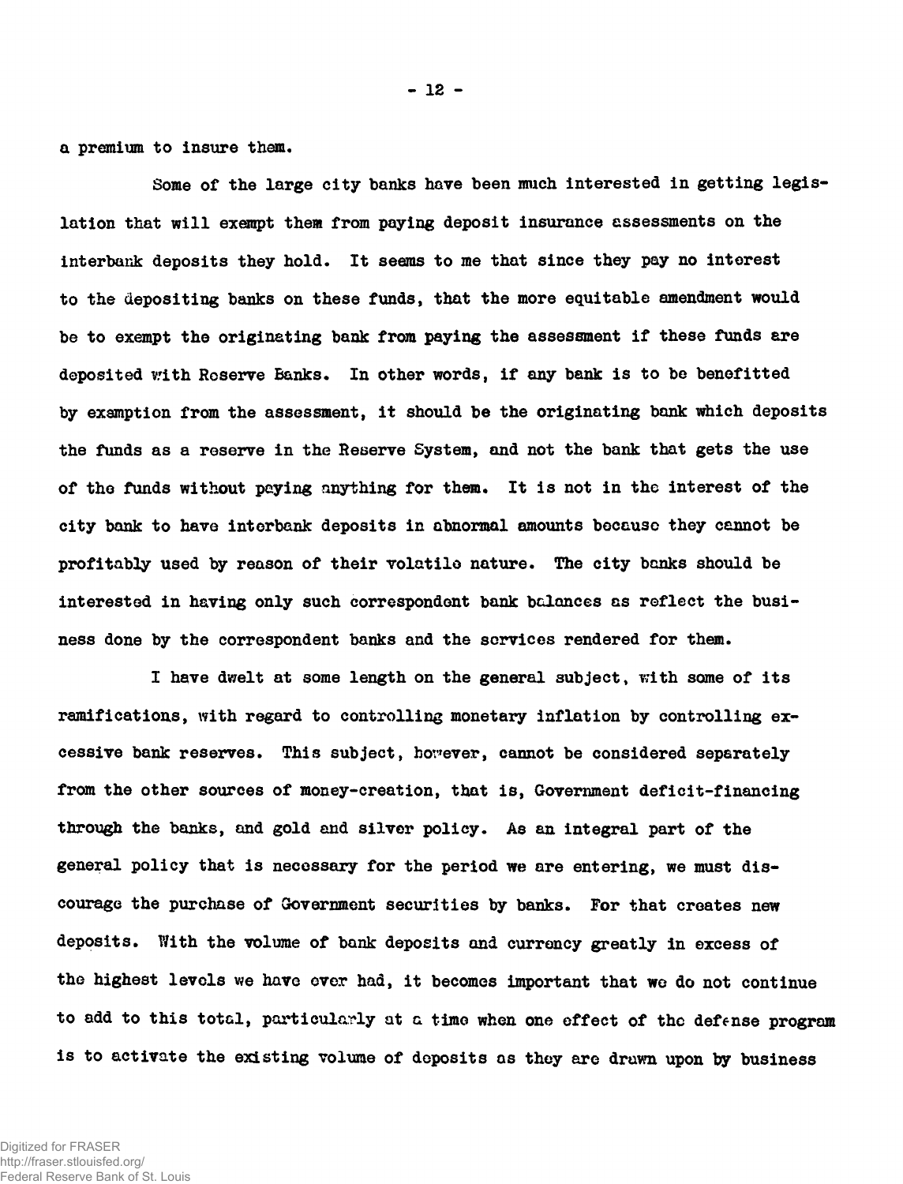a premium to insure them.

Some of the large city banks have been much interested in getting legislation that will exempt them from paying deposit insurance assessments on the interbank deposits they hold. It seems to me that since they pay no interest to the depositing banks on these funds, that the more equitable amendment would be to exempt the originating bank from paying the assessment if these funds are deposited with Reserve Banks. In other words, if any bank is to be benefitted by exemption from the assessment, it should be the originating bank which deposits the funds as a reserve in the Reserve System, and not the bank that gets the use of the funds without paying anything for them. It is not in the interest of the city bank to have interbank deposits in abnormal amounts because they cannot be profitably used by reason of their volatile nature. The city banks should be interested in having only such correspondent bank balances as reflect the business done by the correspondent banks and the services rendered for them.

I have dwelt at some length on the general subject, with some of its ramifications, with regard to controlling monetary inflation by controlling excessive bank reserves. This subject, however, cannot be considered separately from the other sources of money-creation, that is, Government deficit-financing through the banks, and gold and silver policy. As an integral part of the general policy that is necessary for the period we are entering, we must discourage the purchase of Government securities by banks. For that creates new deposits. With the volume of bank deposits and currency greatly in excess of the highest levels we have ever had, it becomes important that we do not continue to add to this total, particularly at a time when one effect of the defense program is to activate the existing volume of deposits as they are drawn upon by business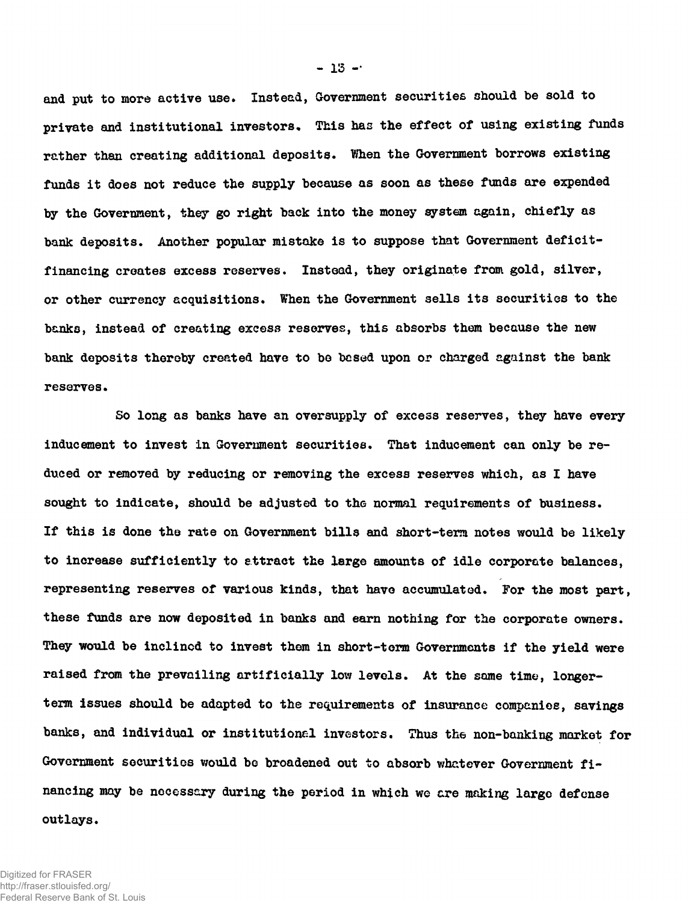and put to more active use. Instead, Government securities should be sold to private and institutional investors. This has the effect of using existing funds rather than creating additional deposits. When the Government borrows existing funds it does not reduce the supply because as soon as these funds are expended by the Government, they go right back into the money system again, chiefly as bank deposits. Another popular mistake is to suppose that Government deficit-financing creates excess reserves. Instead, they originate from gold, silver, or other currency acquisitions. When the Government sells its securities to the banks, instead of creating excess reserves, this absorbs them because the new bank deposits thereby created have to be based upon or charged against the bank reserves.

So long as banks have an oversupply of excess reserves, they have every inducement to invest in Government securities. That inducement can only be reduced or removed by reducing or removing the excess reserves which, as I have sought to indicate, should be adjusted to the normal requirements of business. If this is done the rate on Government bills and short-term notes would be likely to increase sufficiently to attract the large amounts of idle corporate balances, representing reserves of various kinds, that have accumulated. For the most part, these funds are now deposited in banks and earn nothing for the corporate owners. They would be inclined to invest them in short-term Governments if the yield were raised from the prevailing artificially low levels. At the same time, longer-term issues should be adapted to the requirements of insurance companies, savings banks, and individual or institutional investors. Thus the non-banking market for Government securities would be broadened out to absorb whatever Government financing may be necessary during the period in which we are making large defense outlays.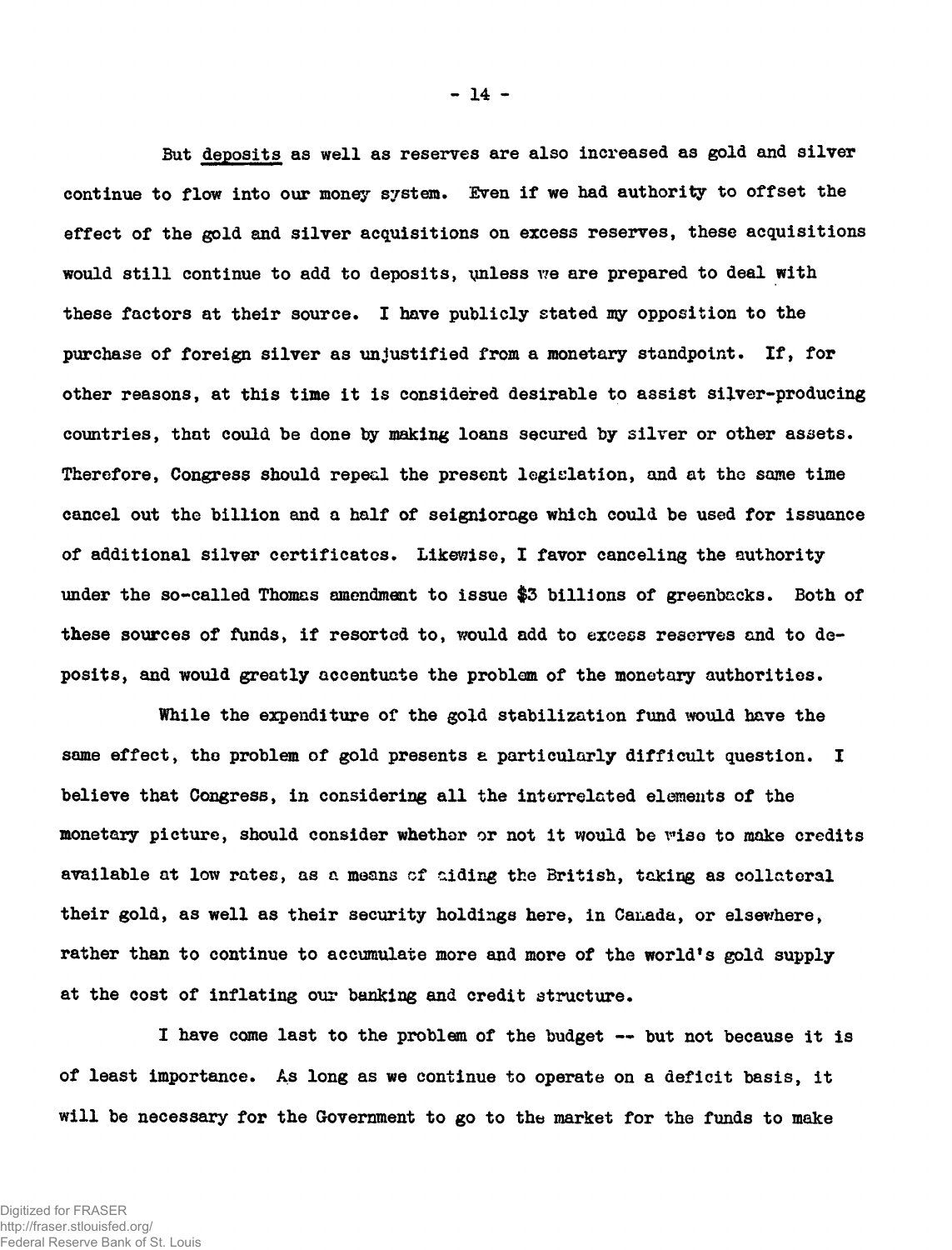But deposits as well as reserves are also increased as gold and silver continue to flow into our money system. Even if we had authority to offset the effect of the gold and silver acquisitions on excess reserves, these acquisitions would still continue to add to deposits, unless we are prepared to deal with these factors at their source. I have publicly stated my opposition to the purchase of foreign silver as unjustified from a monetary standpoint. If, for other reasons, at this time it is considered desirable to assist silver-producing countries, that could be done by making loans secured by silver or other assets. Therefore, Congress should repeal the present legislation, and at the same time cancel out the billion and a half of seigniorage which could be used for issuance of additional silver certificates. Likewise, I favor canceling the authority under the so-called Thomas amendment to issue $3 billions of greenbacks. Both of these sources of funds, if resorted to, would add to excess reserves and to deposits, and would greatly accentuate the problem of the monetary authorities.

While the expenditure of the gold stabilization fund would have the same effect, the problem of gold presents a particularly difficult question. I believe that Congress, in considering all the interrelated elements of the monetary picture, should consider whether or not it would be wise to make credits available at low rates, as a means of aiding the British, taking as collateral their gold, as well as their security holdings here, in Canada, or elsewhere, rather than to continue to accumulate more and more of the world's gold supply at the cost of inflating our banking and credit structure.

I have come last to the problem of the budget -- but not because it is of least importance. As long as we continue to operate on a deficit basis, it will be necessary for the Government to go to the market for the funds to make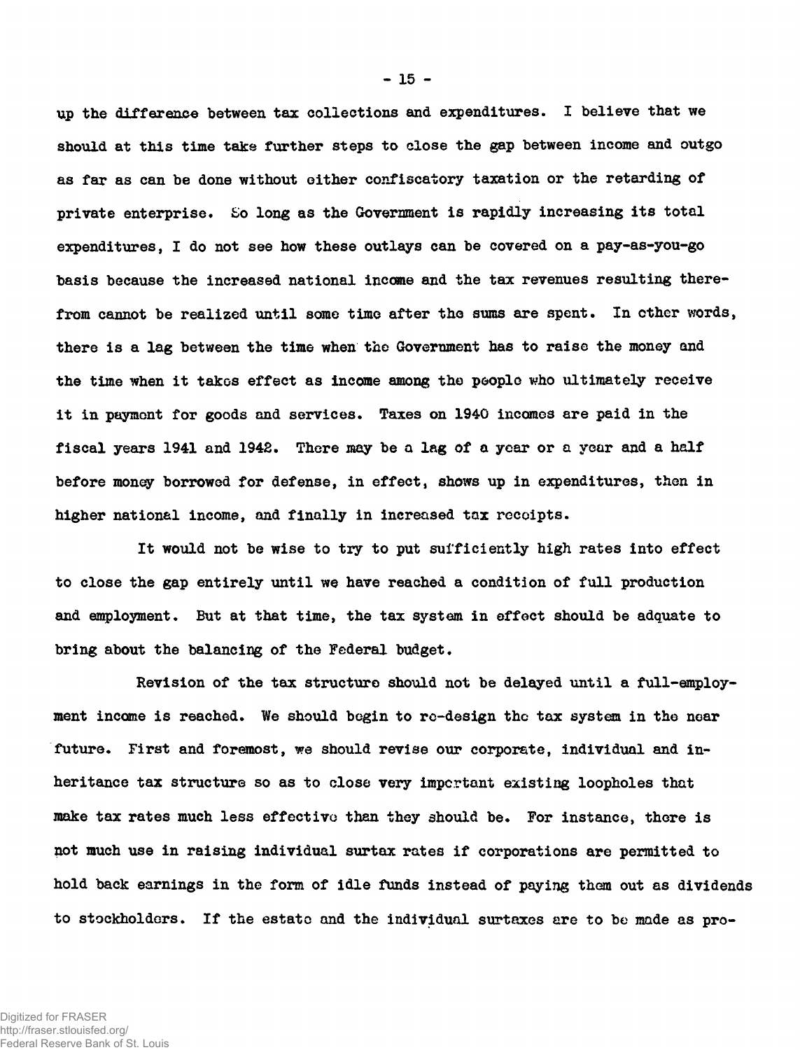up the difference between tax collections and expenditures. I believe that we should at this time take further steps to close the gap between income and outgo as far as can be done without either confiscatory taxation or the retarding of private enterprise. So long as the Government is rapidly increasing its total expenditures, I do not see how these outlays can be covered on a pay-as-you-go basis because the increased national income and the tax revenues resulting therefrom cannot be realized until some time after the sums are spent. In other words, there is a lag between the time when the Government has to raise the money and the time when it takes effect as income among the people who ultimately receive it in payment for goods and services. Taxes on 1940 incomes are paid in the fiscal years 1941 and 1942. There may be a lag of a year or a year and a half before money borrowed for defense, in effect, shows up in expenditures, then in higher national income, and finally in increased tax receipts.

It would not be wise to try to put sufficiently high rates into effect to close the gap entirely until we have reached a condition of full production and employment. But at that time, the tax system in effect should be adquate to bring about the balancing of the Federal budget.

Revision of the tax structure should not be delayed until a full-employment income is reached. We should begin to re-design the tax system in the near future. First and foremost, we should revise our corporate, individual and inheritance tax structure so as to close very important existing loopholes that make tax rates much less effective than they should be. For instance, there is not much use in raising individual surtax rates if corporations are permitted to hold back earnings in the form of idle funds instead of paying them out as dividends to stockholders. If the estate and the individual surtaxes are to be made as pro-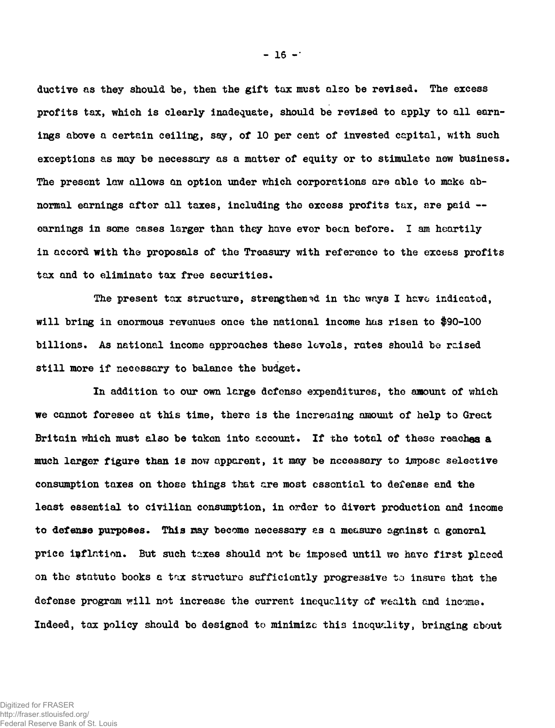ductive as they should be, then the gift tax must also be revised. The excess profits tax, which is clearly inadequate, should be revised to apply to all earnings above a certain ceiling, say, of 10 per cent of invested capital, with such exceptions as may be necessary as a matter of equity or to stimulate new business. The present law allows an option under which corporations are able to make abnormal earnings after all taxes, including the excess profits tax, are paid -- earnings in some cases larger than they have ever been before. I am heartily in accord with the proposals of the Treasury with reference to the excess profits tax and to eliminate tax free securities.

The present tax structure, strengthened in the ways I have indicated, will bring in enormous revenues once the national income has risen to $90-100 billions. As national income approaches these levels, rates should be raised still more if necessary to balance the budget.

In addition to our own large defense expenditures, the amount of which we cannot foresee at this time, there is the increasing amount of help to Great Britain which must also be taken into account. If the total of these reaches a much larger figure than is now apparent, it may be necessary to impose selective consumption taxes on those things that are most essential to defense and the least essential to civilian consumption, in order to divert production and income to defense purposes. This may become necessary as a measure against a general price inflation. But such taxes should not be imposed until we have first placed on the statute books a tax structure sufficiently progressive to insure that the defense program will not increase the current inequality of wealth and income. Indeed, tax policy should be designed to minimize this inequality, bringing about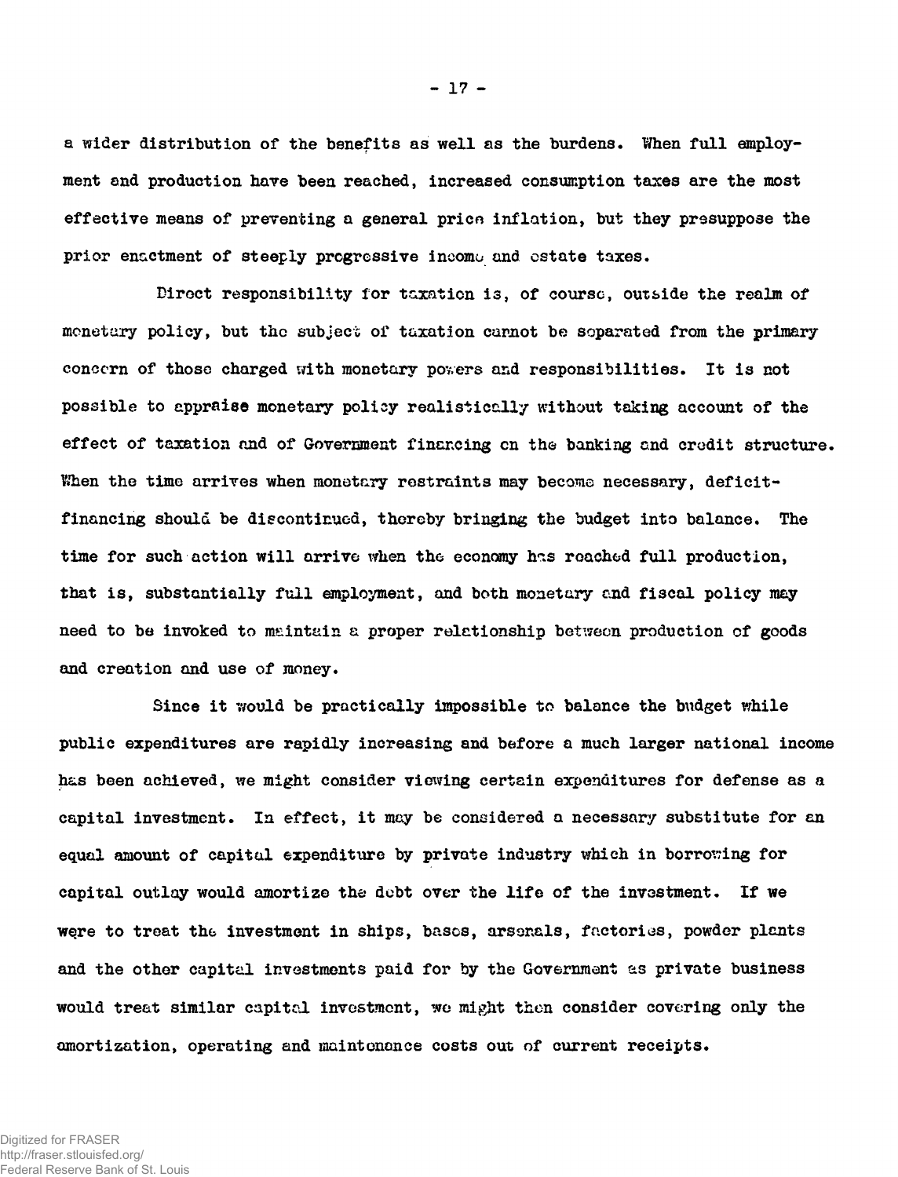a wider distribution of the benefits as well as the burdens. When full employment and production have been reached, increased consumption taxes are the most effective means of preventing a general price inflation, but they presuppose the prior enactment of steeply progressive income and estate taxes.

Direct responsibility for taxation is, of course, outside the realm of monetary policy, but the subject of taxation cannot be separated from the primary concern of those charged with monetary powers and responsibilities. It is not possible to appraise monetary policy realistically without taking account of the effect of taxation and of Government financing on the banking and credit structure. When the time arrives when monetary restraints may become necessary, deficit-financing should be discontinued, thereby bringing the budget into balance. The time for such action will arrive when the economy has reached full production, that is, substantially full employment, and both monetary and fiscal policy may need to be invoked to maintain a proper relationship between production of goods and creation and use of money.

Since it would be practically impossible to balance the budget while public expenditures are rapidly increasing and before a much larger national income has been achieved, we might consider viewing certain expenditures for defense as a capital investment. In effect, it may be considered a necessary substitute for an equal amount of capital expenditure by private industry which in borrowing for capital outlay would amortize the debt over the life of the investment. If we were to treat the investment in ships, bases, arsenals, factories, powder plants and the other capital investments paid for by the Government as private business would treat similar capital investment, we might then consider covering only the amortization, operating and maintenance costs out of current receipts.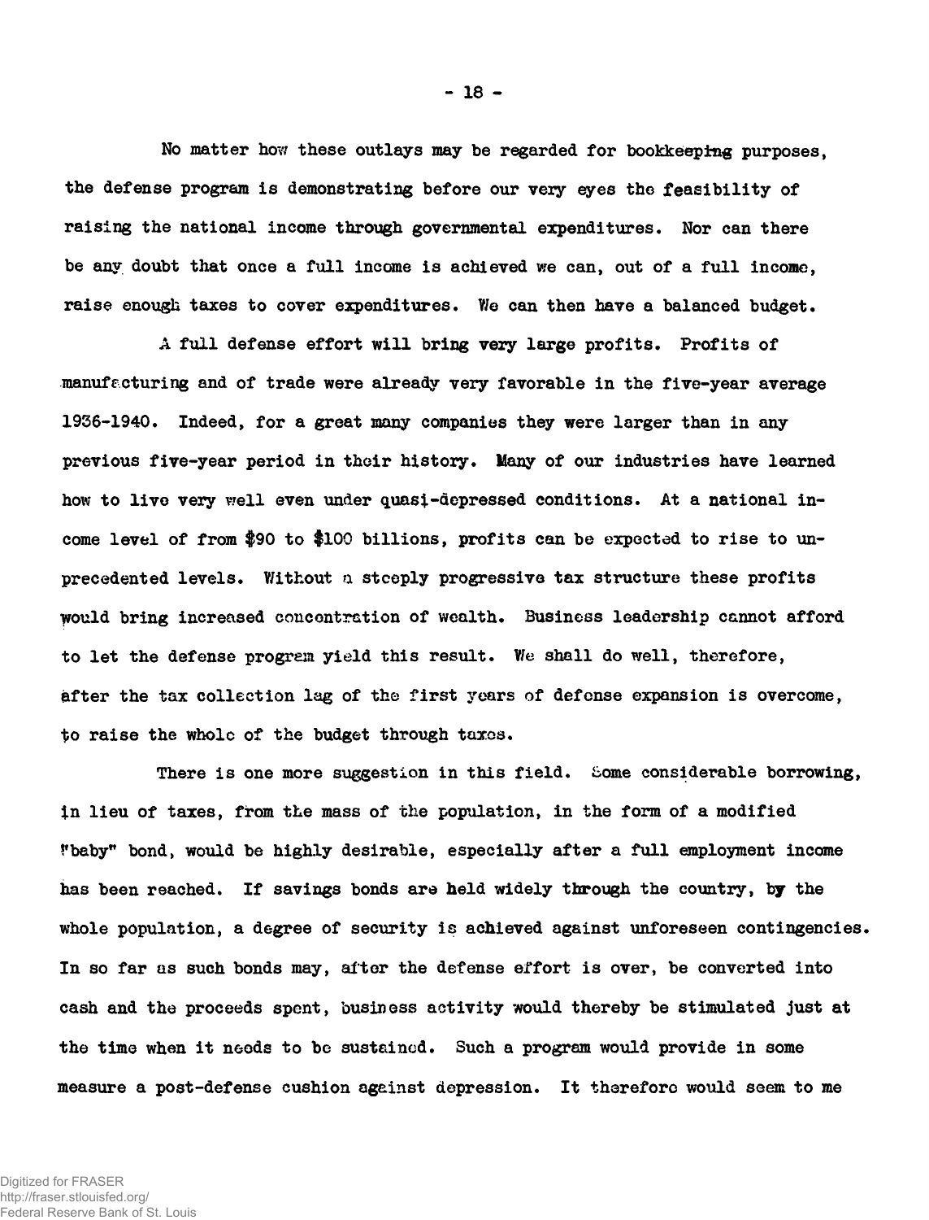No matter how these outlays may be regarded for bookkeeping purposes, the defense program is demonstrating before our very eyes the feasibility of raising the national income through governmental expenditures. Nor can there be any doubt that once a full income is achieved we can, out of a full income, raise enough taxes to cover expenditures. We can then have a balanced budget.

A full defense effort will bring very large profits. Profits of manufacturing and of trade were already very favorable in the five-year average 1936-1940. Indeed, for a great many companies they were larger than in any previous five-year period in their history. Many of our industries have learned how to live very well even under quasi-depressed conditions. At a national income level of from $90 to $100 billions, profits can be expected to rise to unprecedented levels. Without a steeply progressive tax structure these profits would bring increased concentration of wealth. Business leadership cannot afford to let the defense program yield this result. We shall do well, therefore, after the tax collection lag of the first years of defense expansion is overcome, to raise the whole of the budget through taxes.

There is one more suggestion in this field. Some considerable borrowing, in lieu of taxes, from the mass of the population, in the form of a modified "baby" bond, would be highly desirable, especially after a full employment income has been reached. If savings bonds are held widely through the country, by the whole population, a degree of security is achieved against unforeseen contingencies. In so far as such bonds may, after the defense effort is over, be converted into cash and the proceeds spent, business activity would thereby be stimulated just at the time when it needs to be sustained. Such a program would provide in some measure a post-defense cushion against depression. It therefore would seem to me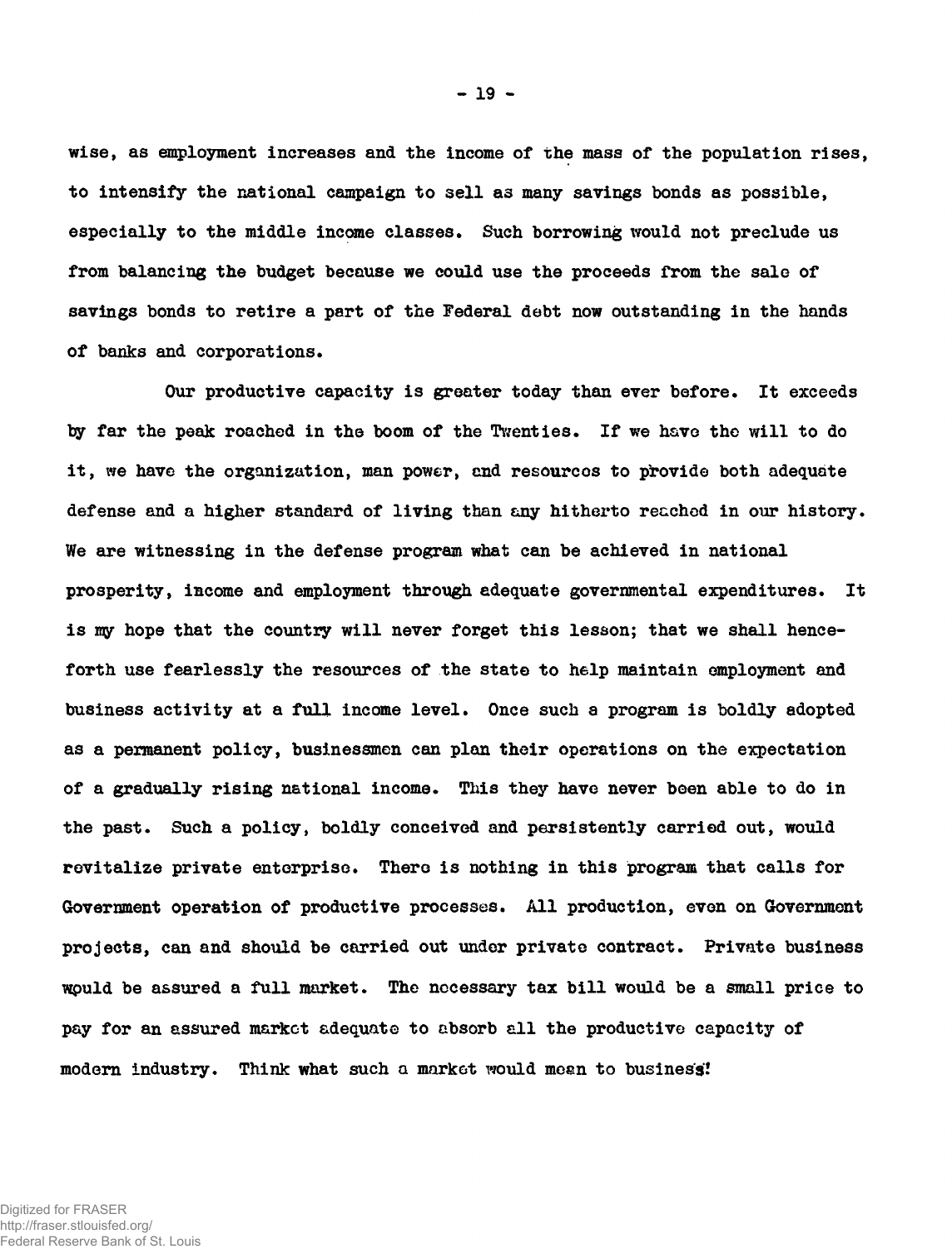wise, as employment increases and the income of the mass of the population rises, to intensify the national campaign to sell as many savings bonds as possible, especially to the middle income classes. Such borrowing would not preclude us from balancing the budget because we could use the proceeds from the sale of savings bonds to retire a part of the Federal debt now outstanding in the hands of banks and corporations.

Our productive capacity is greater today than ever before. It exceeds by far the peak reached in the boom of the Twenties. If we have the will to do it, we have the organization, man power, and resources to provide both adequate defense and a higher standard of living than any hitherto reached in our history. We are witnessing in the defense program what can be achieved in national prosperity, income and employment through adequate governmental expenditures. It is my hope that the country will never forget this lesson; that we shall henceforth use fearlessly the resources of the state to help maintain employment and business activity at a full income level. Once such a program is boldly adopted as a permanent policy, businessmen can plan their operations on the expectation of a gradually rising national income. This they have never been able to do in the past. Such a policy, boldly conceived and persistently carried out, would revitalize private enterprise. There is nothing in this program that calls for Government operation of productive processes. All production, even on Government projects, can and should be carried out under private contract. Private business would be assured a full market. The necessary tax bill would be a small price to pay for an assured market adequate to absorb all the productive capacity of modern industry. Think what such a market would mean to business!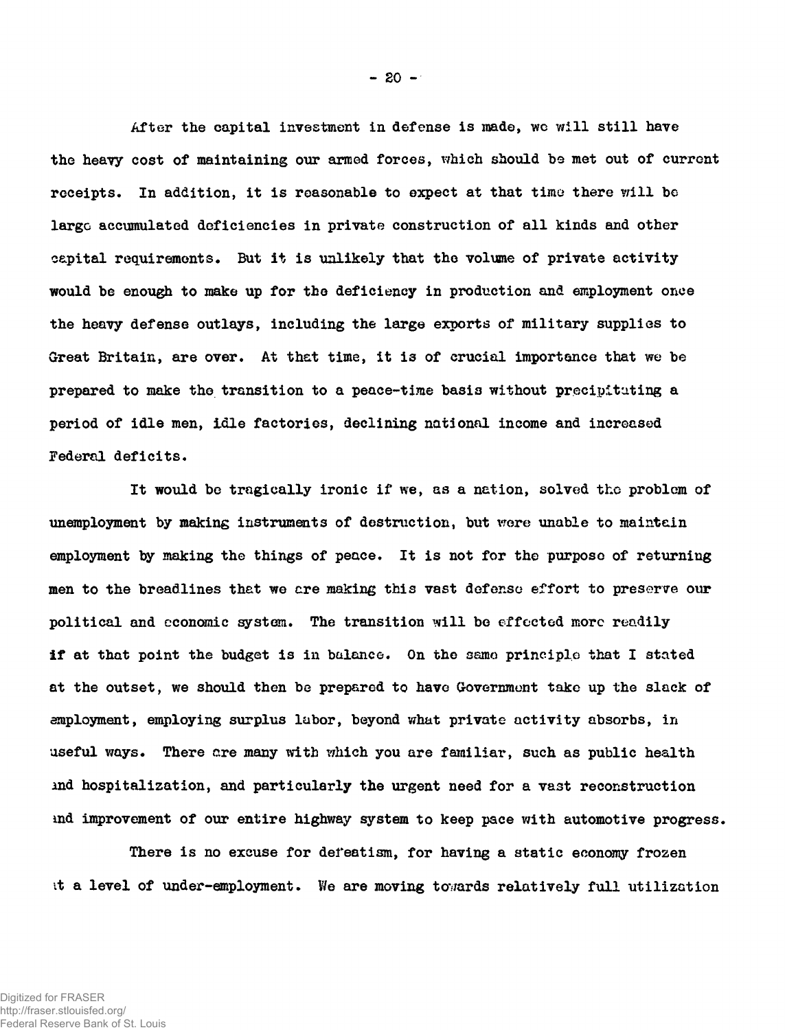After the capital investment in defense is made, we will still have the heavy cost of maintaining our armed forces, which should be met out of current receipts. In addition, it is reasonable to expect at that time there will be large accumulated deficiencies in private construction of all kinds and other capital requirements. But it is unlikely that the volume of private activity would be enough to make up for the deficiency in production and employment once the heavy defense outlays, including the large exports of military supplies to Great Britain, are over. At that time, it is of crucial importance that we be prepared to make the transition to a peace-time basis without precipitating a period of idle men, idle factories, declining national income and increased Federal deficits.

It would be tragically ironic if we, as a nation, solved the problem of unemployment by making instruments of destruction, but were unable to maintain employment by making the things of peace. It is not for the purpose of returning men to the breadlines that we are making this vast defense effort to preserve our political and economic system. The transition will be effected more readily if at that point the budget is in balance. On the same principle that I stated at the outset, we should then be prepared to have Government take up the slack of employment, employing surplus labor, beyond what private activity absorbs, in useful ways. There are many with which you are familiar, such as public health and hospitalization, and particularly the urgent need for a vast reconstruction and improvement of our entire highway system to keep pace with automotive progress.

There is no excuse for defeatism, for having a static economy frozen at a level of under-employment. We are moving towards relatively full utilization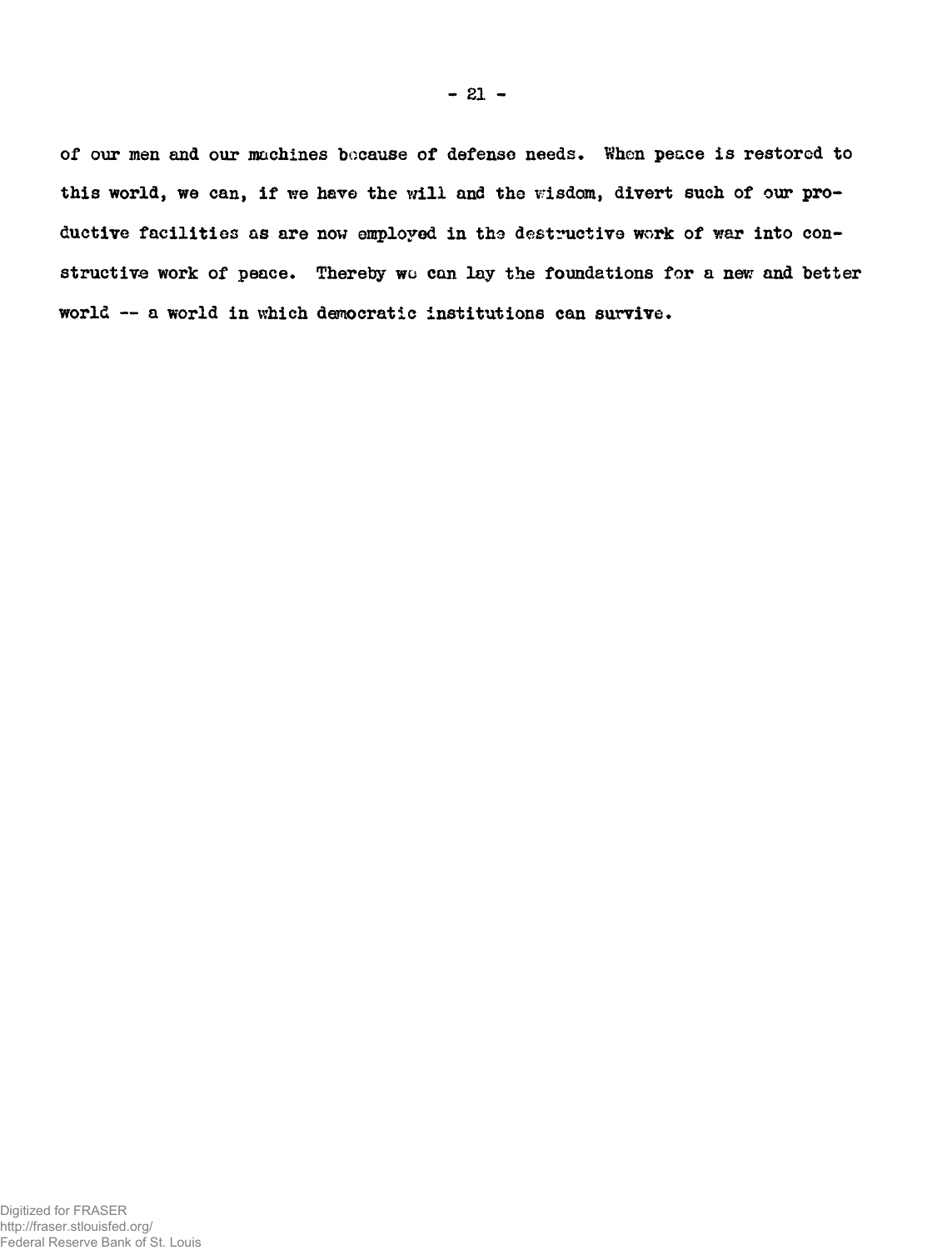of our men and our machines because of defense needs. When peace is restored to this world, we can, if we have the will and the wisdom, divert such of our productive facilities as are now employed in the destructive work of war into constructive work of peace. Thereby we can lay the foundations for a new and better world -- a world in which democratic institutions can survive.